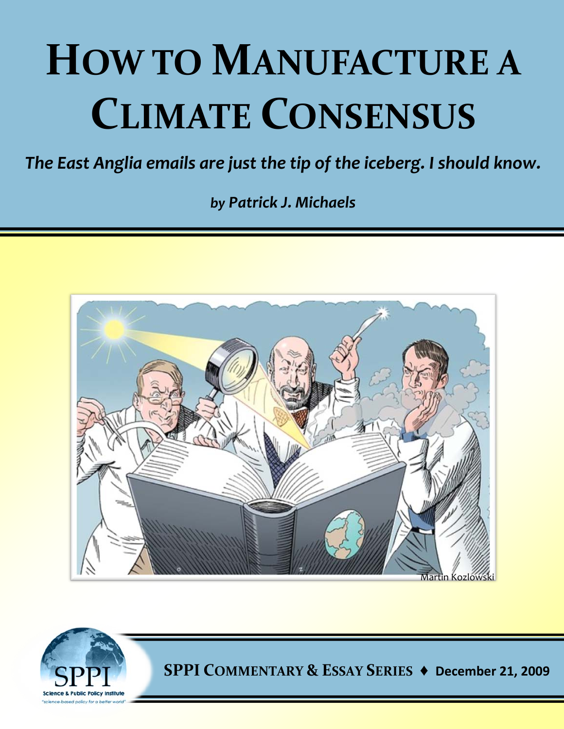# How to Manufacture a Climate Consensus

*The East Anglia emails are just the tip of the iceberg. I should know.*

*by **Patrick J. Michaels***

Martin Kozlowski

**SPPI Commentary & Essay Series ♦ December 21, 2009**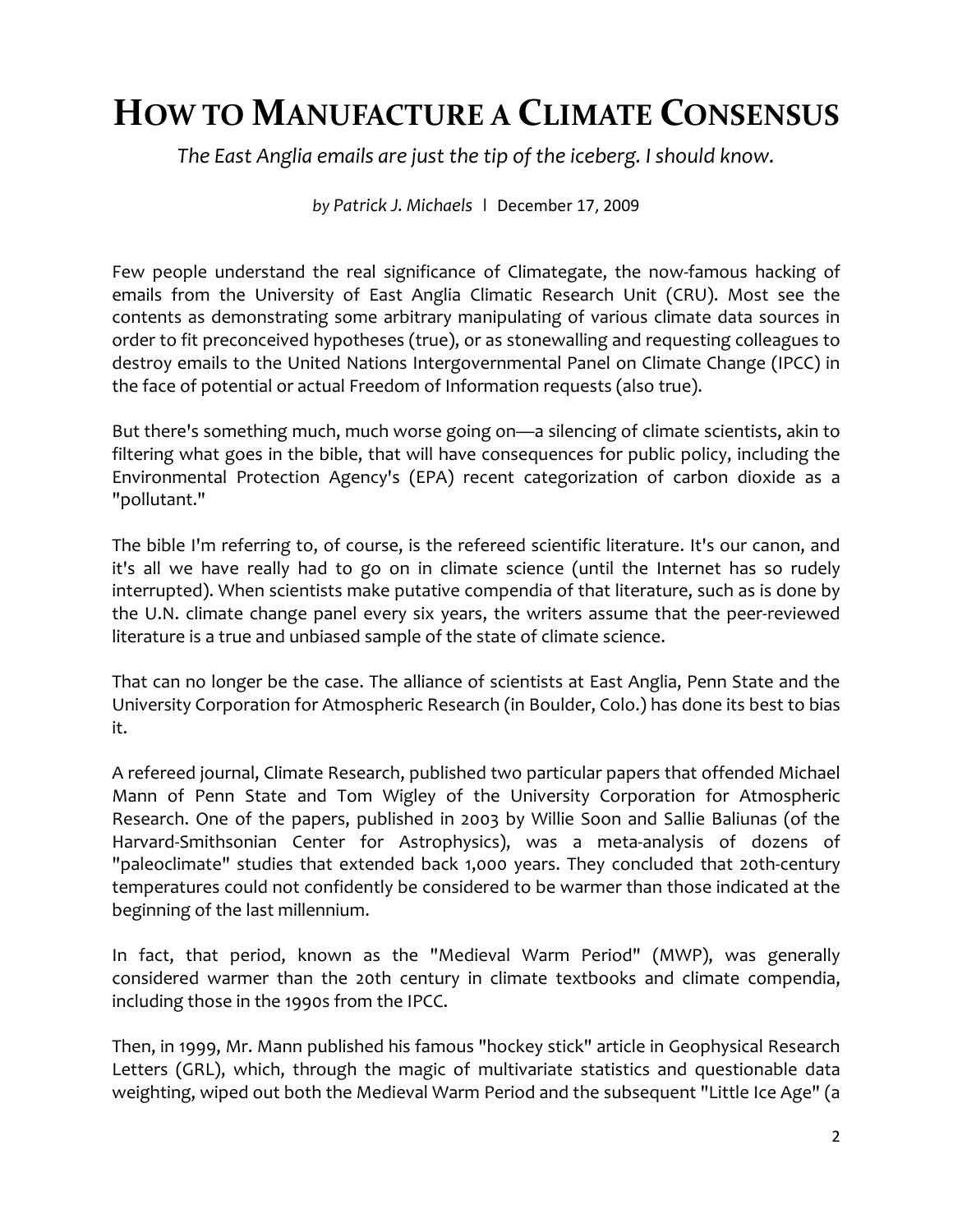# How to Manufacture a Climate Consensus

*The East Anglia emails are just the tip of the iceberg. I should know.*

*by Patrick J. Michaels* | December 17, 2009

Few people understand the real significance of Climategate, the now-famous hacking of emails from the University of East Anglia Climatic Research Unit (CRU). Most see the contents as demonstrating some arbitrary manipulating of various climate data sources in order to fit preconceived hypotheses (true), or as stonewalling and requesting colleagues to destroy emails to the United Nations Intergovernmental Panel on Climate Change (IPCC) in the face of potential or actual Freedom of Information requests (also true).

But there's something much, much worse going on—a silencing of climate scientists, akin to filtering what goes in the bible, that will have consequences for public policy, including the Environmental Protection Agency's (EPA) recent categorization of carbon dioxide as a "pollutant."

The bible I'm referring to, of course, is the refereed scientific literature. It's our canon, and it's all we have really had to go on in climate science (until the Internet has so rudely interrupted). When scientists make putative compendia of that literature, such as is done by the U.N. climate change panel every six years, the writers assume that the peer-reviewed literature is a true and unbiased sample of the state of climate science.

That can no longer be the case. The alliance of scientists at East Anglia, Penn State and the University Corporation for Atmospheric Research (in Boulder, Colo.) has done its best to bias it.

A refereed journal, Climate Research, published two particular papers that offended Michael Mann of Penn State and Tom Wigley of the University Corporation for Atmospheric Research. One of the papers, published in 2003 by Willie Soon and Sallie Baliunas (of the Harvard-Smithsonian Center for Astrophysics), was a meta-analysis of dozens of "paleoclimate" studies that extended back 1,000 years. They concluded that 20th-century temperatures could not confidently be considered to be warmer than those indicated at the beginning of the last millennium.

In fact, that period, known as the "Medieval Warm Period" (MWP), was generally considered warmer than the 20th century in climate textbooks and climate compendia, including those in the 1990s from the IPCC.

Then, in 1999, Mr. Mann published his famous "hockey stick" article in Geophysical Research Letters (GRL), which, through the magic of multivariate statistics and questionable data weighting, wiped out both the Medieval Warm Period and the subsequent "Little Ice Age" (a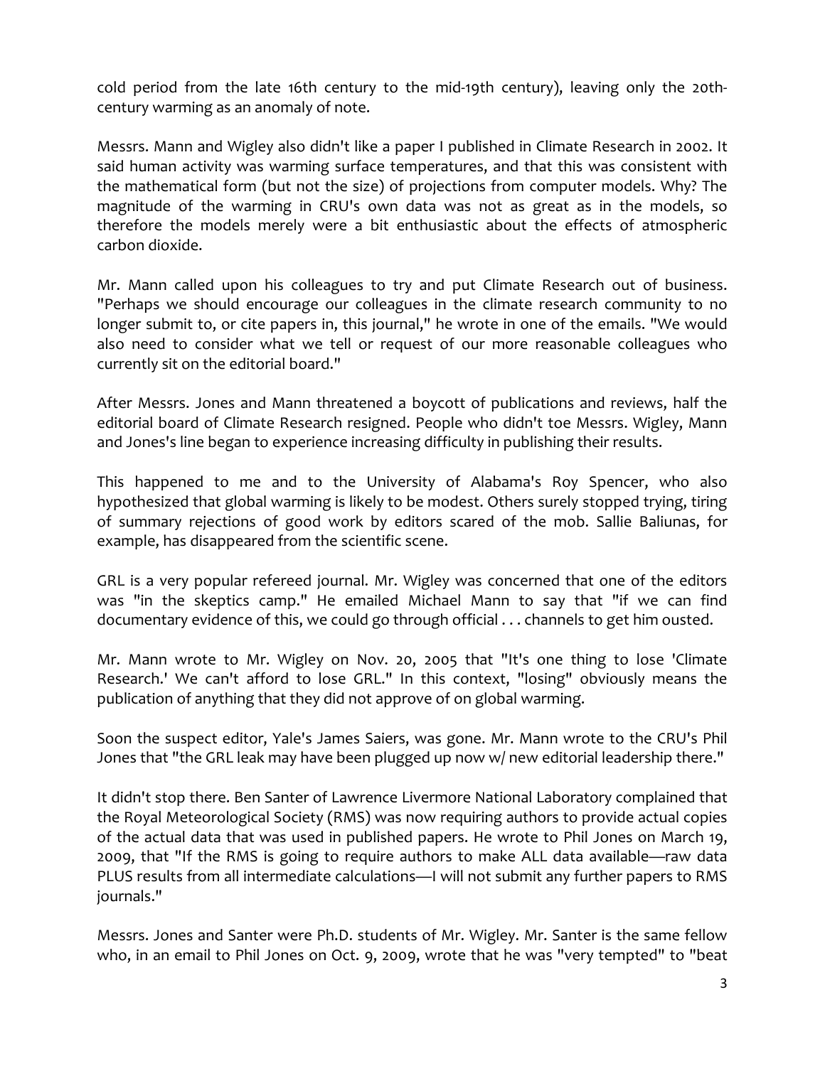cold period from the late 16th century to the mid-19th century), leaving only the 20th-century warming as an anomaly of note.

Messrs. Mann and Wigley also didn't like a paper I published in Climate Research in 2002. It said human activity was warming surface temperatures, and that this was consistent with the mathematical form (but not the size) of projections from computer models. Why? The magnitude of the warming in CRU's own data was not as great as in the models, so therefore the models merely were a bit enthusiastic about the effects of atmospheric carbon dioxide.

Mr. Mann called upon his colleagues to try and put Climate Research out of business. "Perhaps we should encourage our colleagues in the climate research community to no longer submit to, or cite papers in, this journal," he wrote in one of the emails. "We would also need to consider what we tell or request of our more reasonable colleagues who currently sit on the editorial board."

After Messrs. Jones and Mann threatened a boycott of publications and reviews, half the editorial board of Climate Research resigned. People who didn't toe Messrs. Wigley, Mann and Jones's line began to experience increasing difficulty in publishing their results.

This happened to me and to the University of Alabama's Roy Spencer, who also hypothesized that global warming is likely to be modest. Others surely stopped trying, tiring of summary rejections of good work by editors scared of the mob. Sallie Baliunas, for example, has disappeared from the scientific scene.

GRL is a very popular refereed journal. Mr. Wigley was concerned that one of the editors was "in the skeptics camp." He emailed Michael Mann to say that "if we can find documentary evidence of this, we could go through official . . . channels to get him ousted.

Mr. Mann wrote to Mr. Wigley on Nov. 20, 2005 that "It's one thing to lose 'Climate Research.' We can't afford to lose GRL." In this context, "losing" obviously means the publication of anything that they did not approve of on global warming.

Soon the suspect editor, Yale's James Saiers, was gone. Mr. Mann wrote to the CRU's Phil Jones that "the GRL leak may have been plugged up now w/ new editorial leadership there."

It didn't stop there. Ben Santer of Lawrence Livermore National Laboratory complained that the Royal Meteorological Society (RMS) was now requiring authors to provide actual copies of the actual data that was used in published papers. He wrote to Phil Jones on March 19, 2009, that "If the RMS is going to require authors to make ALL data available—raw data PLUS results from all intermediate calculations—I will not submit any further papers to RMS journals."

Messrs. Jones and Santer were Ph.D. students of Mr. Wigley. Mr. Santer is the same fellow who, in an email to Phil Jones on Oct. 9, 2009, wrote that he was "very tempted" to "beat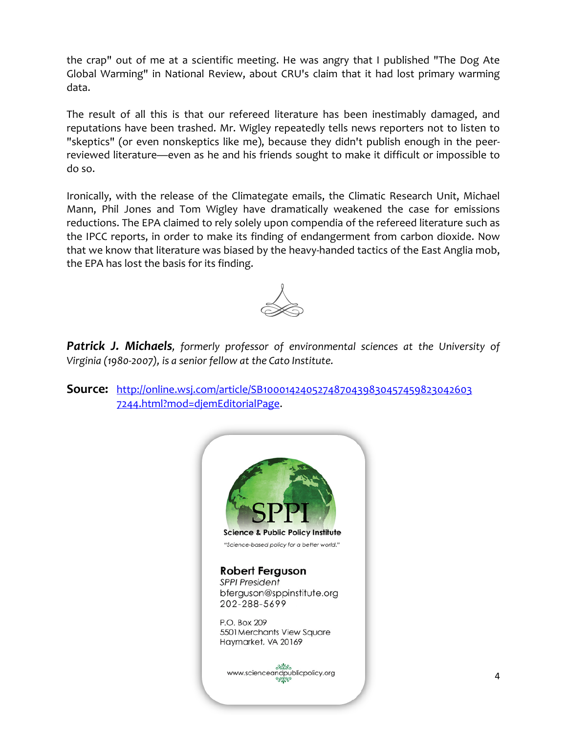the crap" out of me at a scientific meeting. He was angry that I published "The Dog Ate Global Warming" in National Review, about CRU's claim that it had lost primary warming data.

The result of all this is that our refereed literature has been inestimably damaged, and reputations have been trashed. Mr. Wigley repeatedly tells news reporters not to listen to "skeptics" (or even nonskeptics like me), because they didn't publish enough in the peer-reviewed literature—even as he and his friends sought to make it difficult or impossible to do so.

Ironically, with the release of the Climategate emails, the Climatic Research Unit, Michael Mann, Phil Jones and Tom Wigley have dramatically weakened the case for emissions reductions. The EPA claimed to rely solely upon compendia of the refereed literature such as the IPCC reports, in order to make its finding of endangerment from carbon dioxide. Now that we know that literature was biased by the heavy-handed tactics of the East Anglia mob, the EPA has lost the basis for its finding.

***Patrick J. Michaels****, formerly professor of environmental sciences at the University of Virginia (1980-2007), is a senior fellow at the Cato Institute.*

**Source:** http://online.wsj.com/article/SB10001424052748704398304574598230426037244.html?mod=djemEditorialPage.

SPPI
Science & Public Policy Institute
*"Science-based policy for a better world."*

**Robert Ferguson**
*SPPI President*
bferguson@sppinstitute.org
202-288-5699

P.O. Box 209
5501 Merchants View Square
Haymarket, VA 20169

www.scienceandpublicpolicy.org